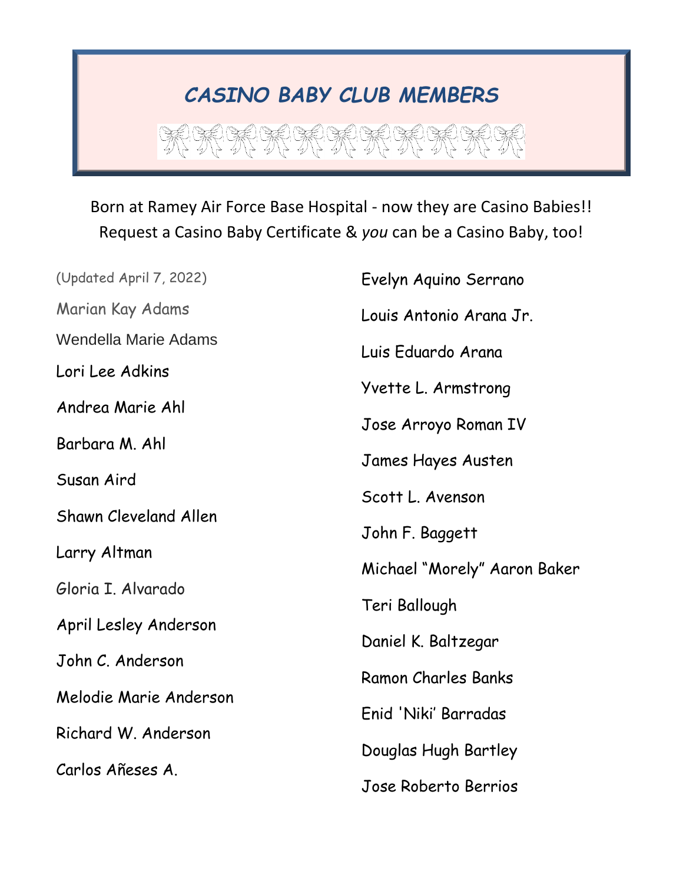# *CASINO BABY CLUB MEMBERS*

Born at Ramey Air Force Base Hospital - now they are Casino Babies!!
Request a Casino Baby Certificate & *you* can be a Casino Baby, too!

(Updated April 7, 2022)

Marian Kay Adams

Wendella Marie Adams

Lori Lee Adkins

Andrea Marie Ahl

Barbara M. Ahl

Susan Aird

Shawn Cleveland Allen

Larry Altman

Gloria I. Alvarado

April Lesley Anderson

John C. Anderson

Melodie Marie Anderson

Richard W. Anderson

Carlos Añeses A.

Evelyn Aquino Serrano

Louis Antonio Arana Jr.

Luis Eduardo Arana

Yvette L. Armstrong

Jose Arroyo Roman IV

James Hayes Austen

Scott L. Avenson

John F. Baggett

Michael “Morely” Aaron Baker

Teri Ballough

Daniel K. Baltzegar

Ramon Charles Banks

Enid 'Niki’ Barradas

Douglas Hugh Bartley

Jose Roberto Berrios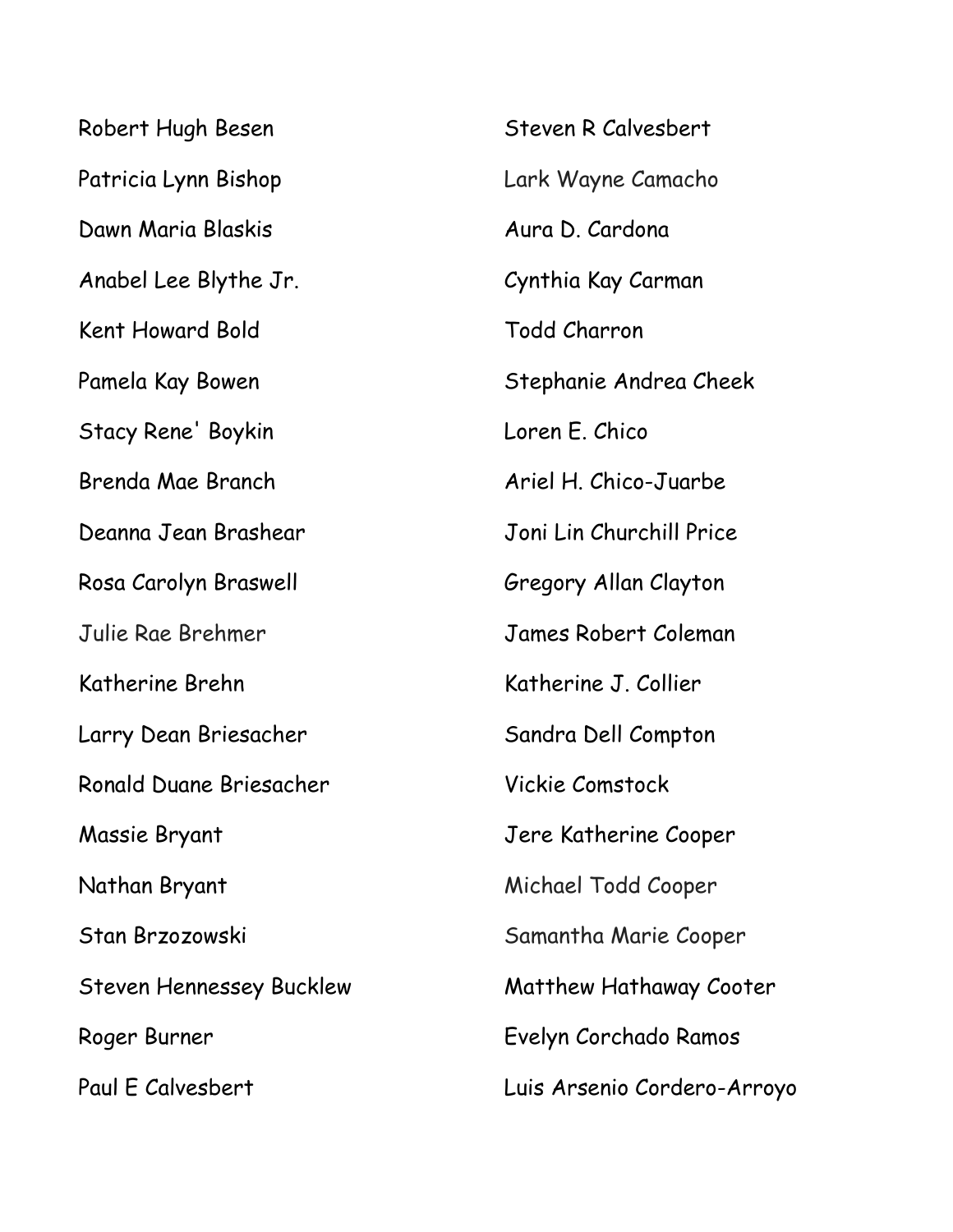Robert Hugh Besen

Patricia Lynn Bishop

Dawn Maria Blaskis

Anabel Lee Blythe Jr.

Kent Howard Bold

Pamela Kay Bowen

Stacy Rene' Boykin

Brenda Mae Branch

Deanna Jean Brashear

Rosa Carolyn Braswell

Julie Rae Brehmer

Katherine Brehn

Larry Dean Briesacher

Ronald Duane Briesacher

Massie Bryant

Nathan Bryant

Stan Brzozowski

Steven Hennessey Bucklew

Roger Burner

Paul E Calvesbert

Steven R Calvesbert

Lark Wayne Camacho

Aura D. Cardona

Cynthia Kay Carman

Todd Charron

Stephanie Andrea Cheek

Loren E. Chico

Ariel H. Chico-Juarbe

Joni Lin Churchill Price

Gregory Allan Clayton

James Robert Coleman

Katherine J. Collier

Sandra Dell Compton

Vickie Comstock

Jere Katherine Cooper

Michael Todd Cooper

Samantha Marie Cooper

Matthew Hathaway Cooter

Evelyn Corchado Ramos

Luis Arsenio Cordero-Arroyo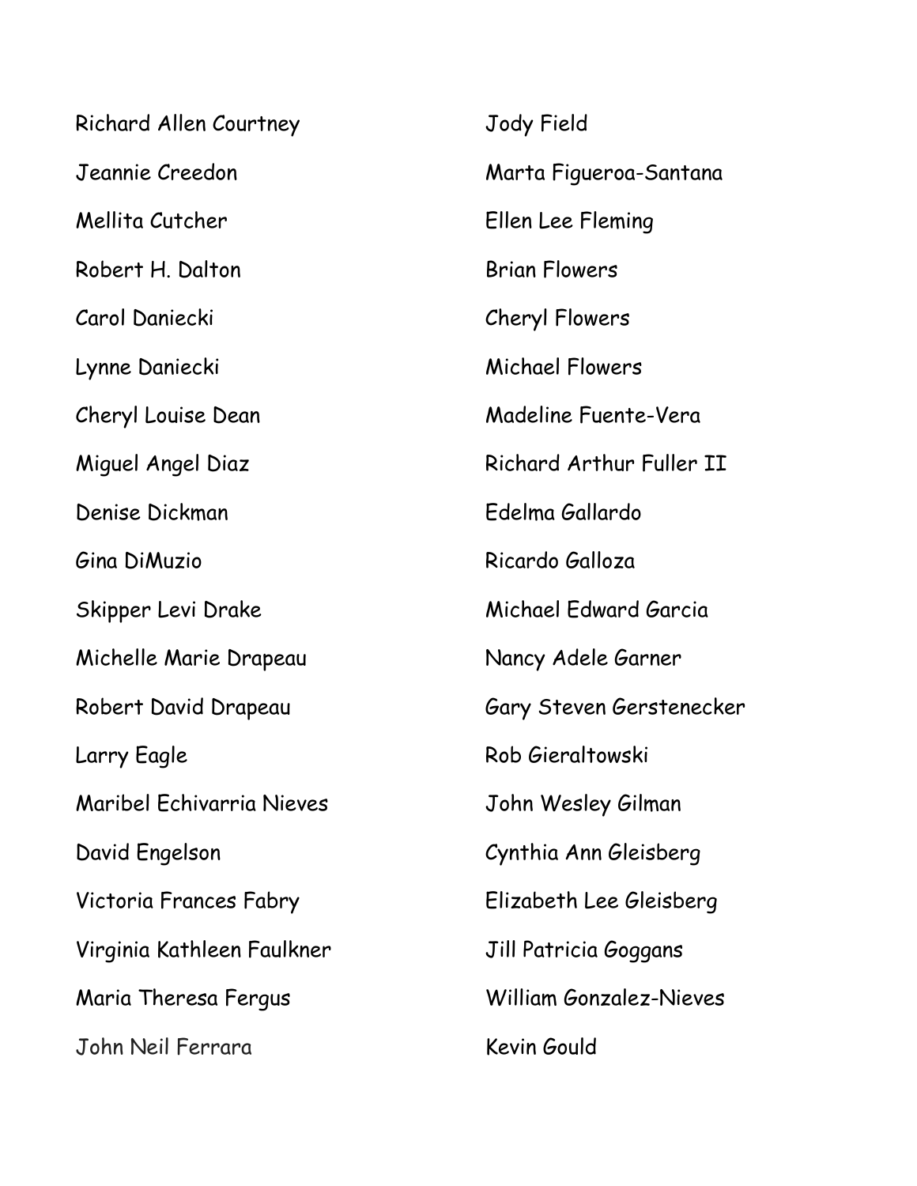Richard Allen Courtney

Jeannie Creedon

Mellita Cutcher

Robert H. Dalton

Carol Daniecki

Lynne Daniecki

Cheryl Louise Dean

Miguel Angel Diaz

Denise Dickman

Gina DiMuzio

Skipper Levi Drake

Michelle Marie Drapeau

Robert David Drapeau

Larry Eagle

Maribel Echivarria Nieves

David Engelson

Victoria Frances Fabry

Virginia Kathleen Faulkner

Maria Theresa Fergus

John Neil Ferrara

Jody Field

Marta Figueroa-Santana

Ellen Lee Fleming

Brian Flowers

Cheryl Flowers

Michael Flowers

Madeline Fuente-Vera

Richard Arthur Fuller II

Edelma Gallardo

Ricardo Galloza

Michael Edward Garcia

Nancy Adele Garner

Gary Steven Gerstenecker

Rob Gieraltowski

John Wesley Gilman

Cynthia Ann Gleisberg

Elizabeth Lee Gleisberg

Jill Patricia Goggans

William Gonzalez-Nieves

Kevin Gould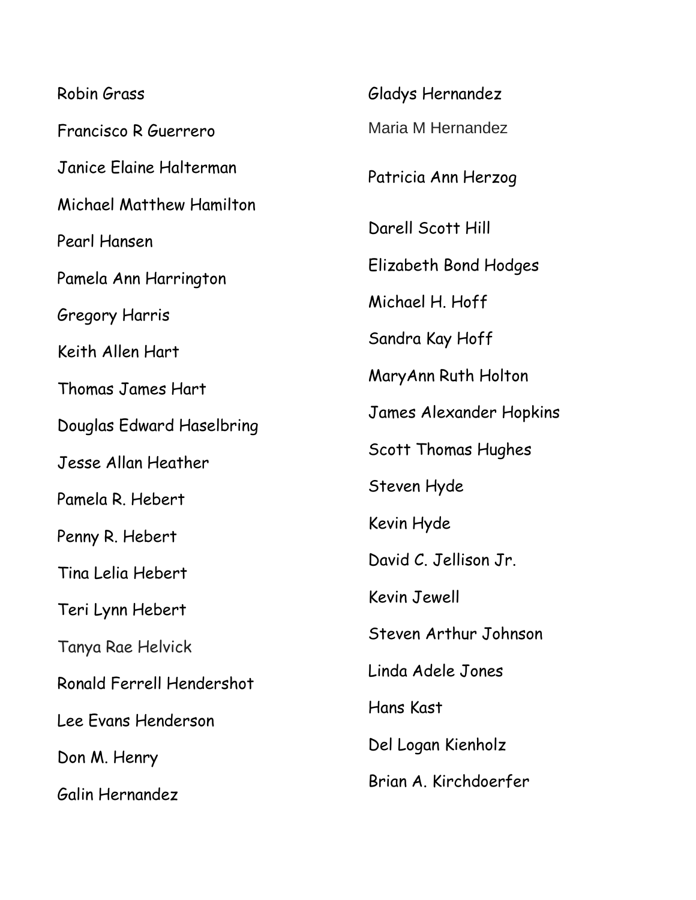Robin Grass

Francisco R Guerrero

Janice Elaine Halterman

Michael Matthew Hamilton

Pearl Hansen

Pamela Ann Harrington

Gregory Harris

Keith Allen Hart

Thomas James Hart

Douglas Edward Haselbring

Jesse Allan Heather

Pamela R. Hebert

Penny R. Hebert

Tina Lelia Hebert

Teri Lynn Hebert

Tanya Rae Helvick

Ronald Ferrell Hendershot

Lee Evans Henderson

Don M. Henry

Galin Hernandez

Gladys Hernandez

Maria M Hernandez

Patricia Ann Herzog

Darell Scott Hill

Elizabeth Bond Hodges

Michael H. Hoff

Sandra Kay Hoff

MaryAnn Ruth Holton

James Alexander Hopkins

Scott Thomas Hughes

Steven Hyde

Kevin Hyde

David C. Jellison Jr.

Kevin Jewell

Steven Arthur Johnson

Linda Adele Jones

Hans Kast

Del Logan Kienholz

Brian A. Kirchdoerfer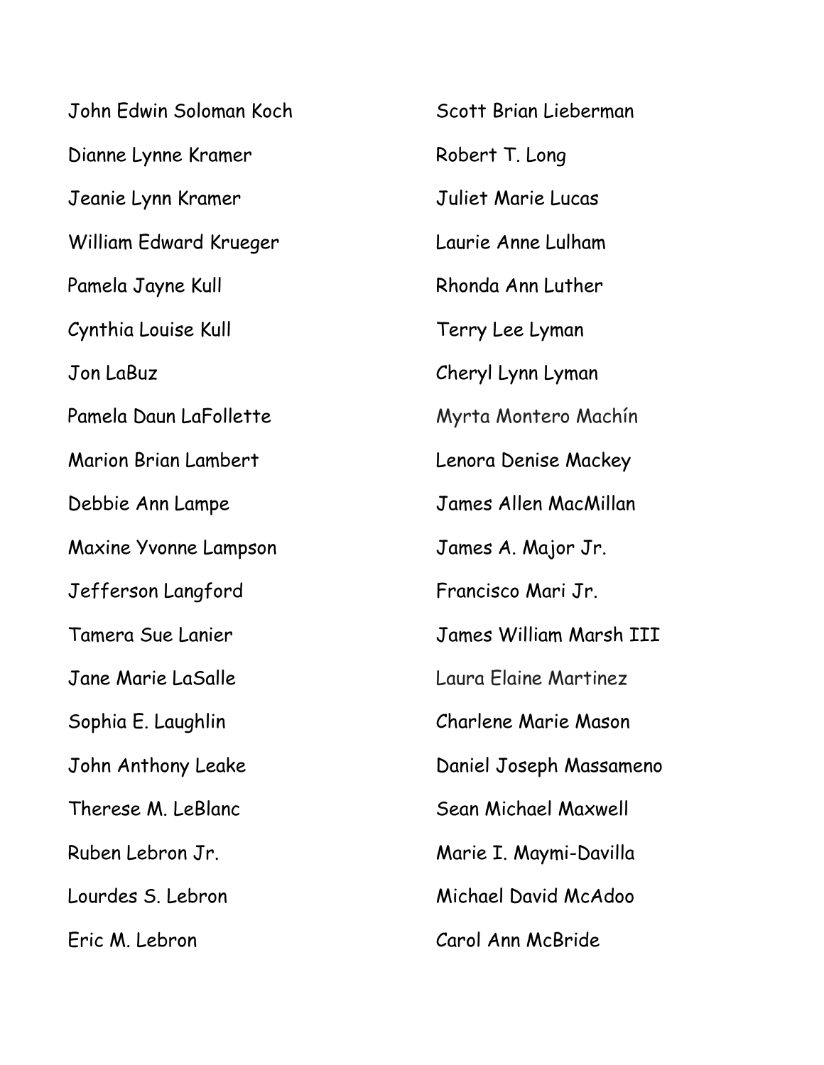John Edwin Soloman Koch

Dianne Lynne Kramer

Jeanie Lynn Kramer

William Edward Krueger

Pamela Jayne Kull

Cynthia Louise Kull

Jon LaBuz

Pamela Daun LaFollette

Marion Brian Lambert

Debbie Ann Lampe

Maxine Yvonne Lampson

Jefferson Langford

Tamera Sue Lanier

Jane Marie LaSalle

Sophia E. Laughlin

John Anthony Leake

Therese M. LeBlanc

Ruben Lebron Jr.

Lourdes S. Lebron

Eric M. Lebron

Scott Brian Lieberman

Robert T. Long

Juliet Marie Lucas

Laurie Anne Lulham

Rhonda Ann Luther

Terry Lee Lyman

Cheryl Lynn Lyman

Myrta Montero Machín

Lenora Denise Mackey

James Allen MacMillan

James A. Major Jr.

Francisco Mari Jr.

James William Marsh III

Laura Elaine Martinez

Charlene Marie Mason

Daniel Joseph Massameno

Sean Michael Maxwell

Marie I. Maymi-Davilla

Michael David McAdoo

Carol Ann McBride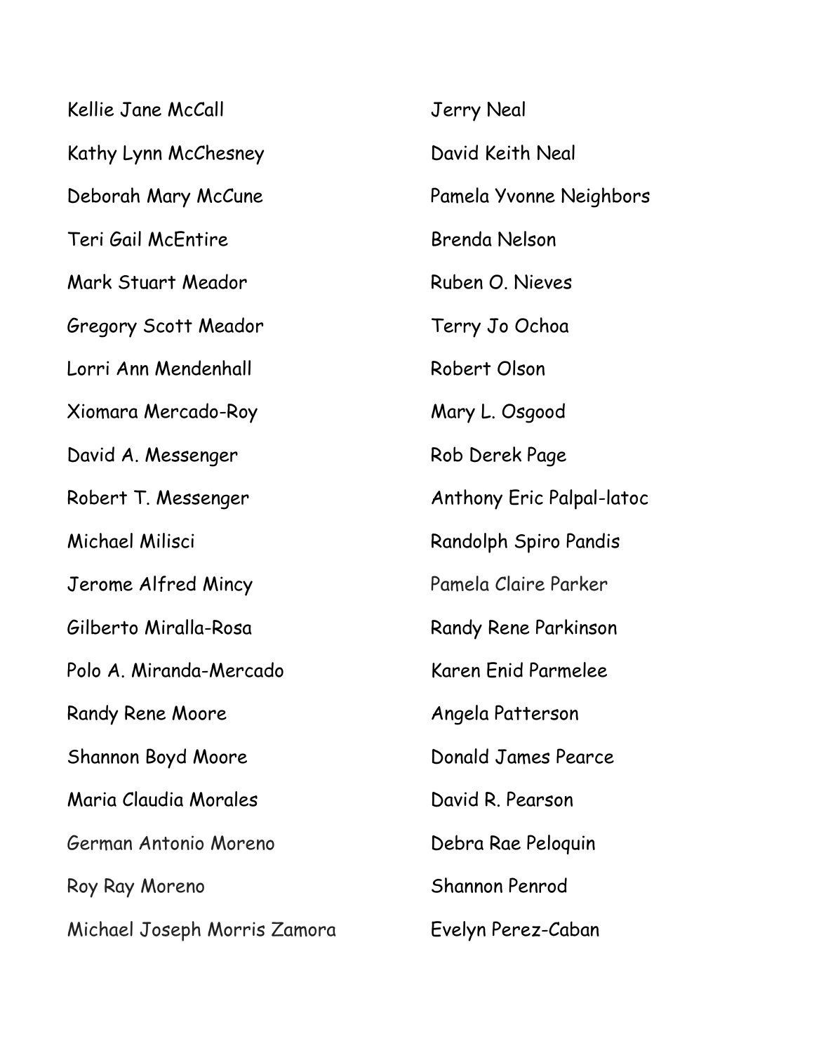Kellie Jane McCall

Kathy Lynn McChesney

Deborah Mary McCune

Teri Gail McEntire

Mark Stuart Meador

Gregory Scott Meador

Lorri Ann Mendenhall

Xiomara Mercado-Roy

David A. Messenger

Robert T. Messenger

Michael Milisci

Jerome Alfred Mincy

Gilberto Miralla-Rosa

Polo A. Miranda-Mercado

Randy Rene Moore

Shannon Boyd Moore

Maria Claudia Morales

German Antonio Moreno

Roy Ray Moreno

Michael Joseph Morris Zamora

Jerry Neal

David Keith Neal

Pamela Yvonne Neighbors

Brenda Nelson

Ruben O. Nieves

Terry Jo Ochoa

Robert Olson

Mary L. Osgood

Rob Derek Page

Anthony Eric Palpal-latoc

Randolph Spiro Pandis

Pamela Claire Parker

Randy Rene Parkinson

Karen Enid Parmelee

Angela Patterson

Donald James Pearce

David R. Pearson

Debra Rae Peloquin

Shannon Penrod

Evelyn Perez-Caban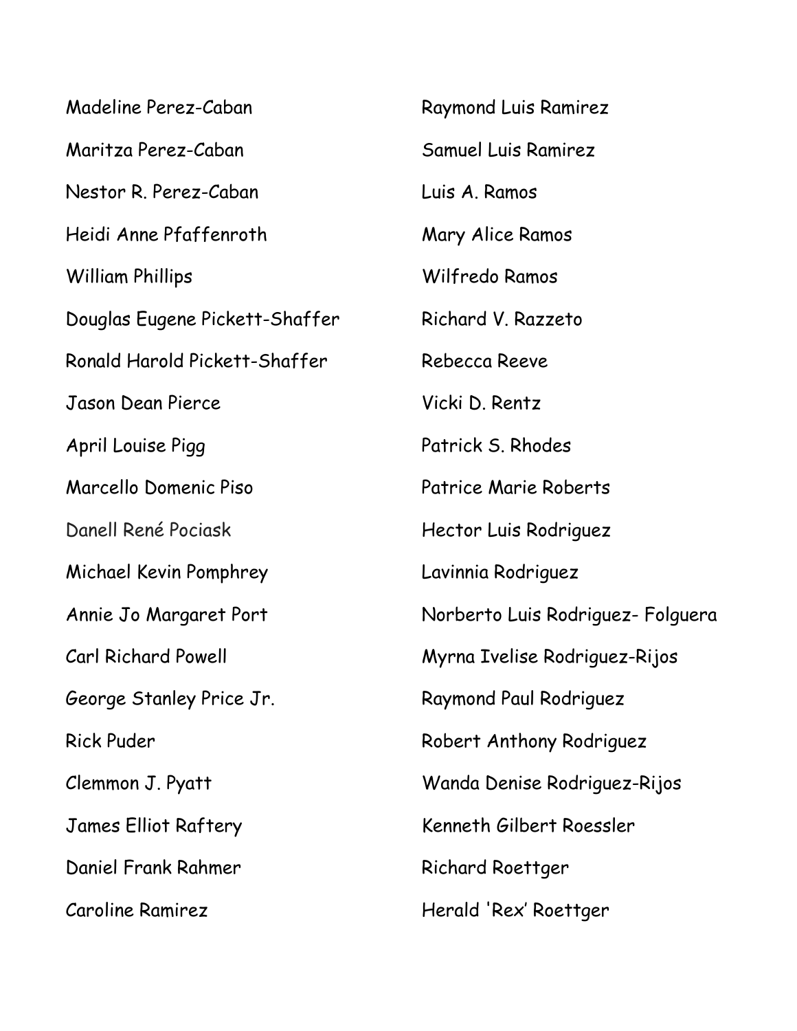Madeline Perez-Caban

Maritza Perez-Caban

Nestor R. Perez-Caban

Heidi Anne Pfaffenroth

William Phillips

Douglas Eugene Pickett-Shaffer

Ronald Harold Pickett-Shaffer

Jason Dean Pierce

April Louise Pigg

Marcello Domenic Piso

Danell René Pociask

Michael Kevin Pomphrey

Annie Jo Margaret Port

Carl Richard Powell

George Stanley Price Jr.

Rick Puder

Clemmon J. Pyatt

James Elliot Raftery

Daniel Frank Rahmer

Caroline Ramirez

Raymond Luis Ramirez

Samuel Luis Ramirez

Luis A. Ramos

Mary Alice Ramos

Wilfredo Ramos

Richard V. Razzeto

Rebecca Reeve

Vicki D. Rentz

Patrick S. Rhodes

Patrice Marie Roberts

Hector Luis Rodriguez

Lavinnia Rodriguez

Norberto Luis Rodriguez- Folguera

Myrna Ivelise Rodriguez-Rijos

Raymond Paul Rodriguez

Robert Anthony Rodriguez

Wanda Denise Rodriguez-Rijos

Kenneth Gilbert Roessler

Richard Roettger

Herald 'Rex' Roettger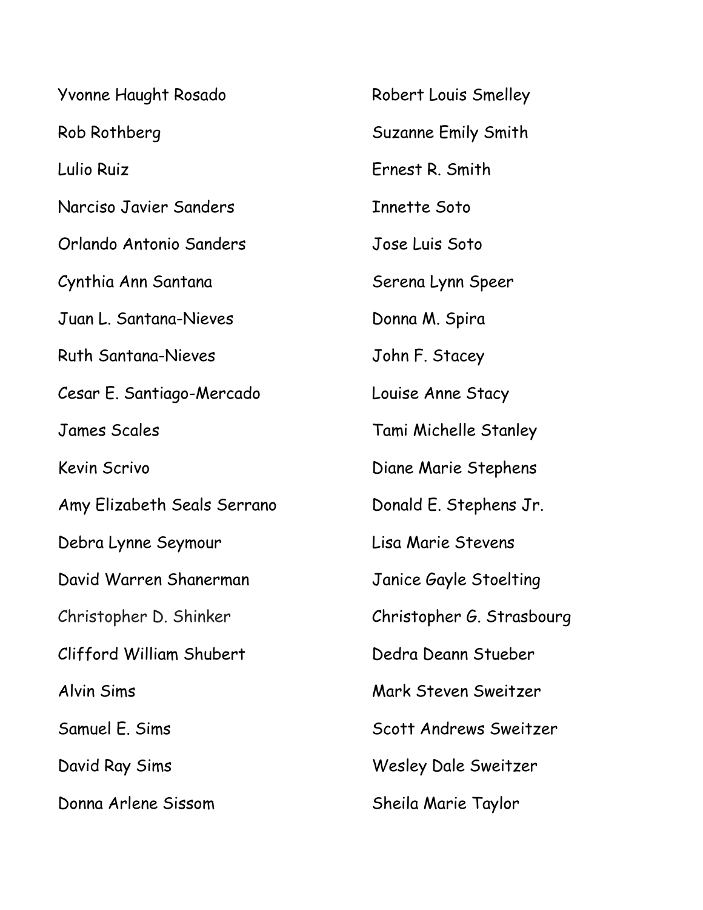Yvonne Haught Rosado

Rob Rothberg

Lulio Ruiz

Narciso Javier Sanders

Orlando Antonio Sanders

Cynthia Ann Santana

Juan L. Santana-Nieves

Ruth Santana-Nieves

Cesar E. Santiago-Mercado

James Scales

Kevin Scrivo

Amy Elizabeth Seals Serrano

Debra Lynne Seymour

David Warren Shanerman

Christopher D. Shinker

Clifford William Shubert

Alvin Sims

Samuel E. Sims

David Ray Sims

Donna Arlene Sissom

Robert Louis Smelley

Suzanne Emily Smith

Ernest R. Smith

Innette Soto

Jose Luis Soto

Serena Lynn Speer

Donna M. Spira

John F. Stacey

Louise Anne Stacy

Tami Michelle Stanley

Diane Marie Stephens

Donald E. Stephens Jr.

Lisa Marie Stevens

Janice Gayle Stoelting

Christopher G. Strasbourg

Dedra Deann Stueber

Mark Steven Sweitzer

Scott Andrews Sweitzer

Wesley Dale Sweitzer

Sheila Marie Taylor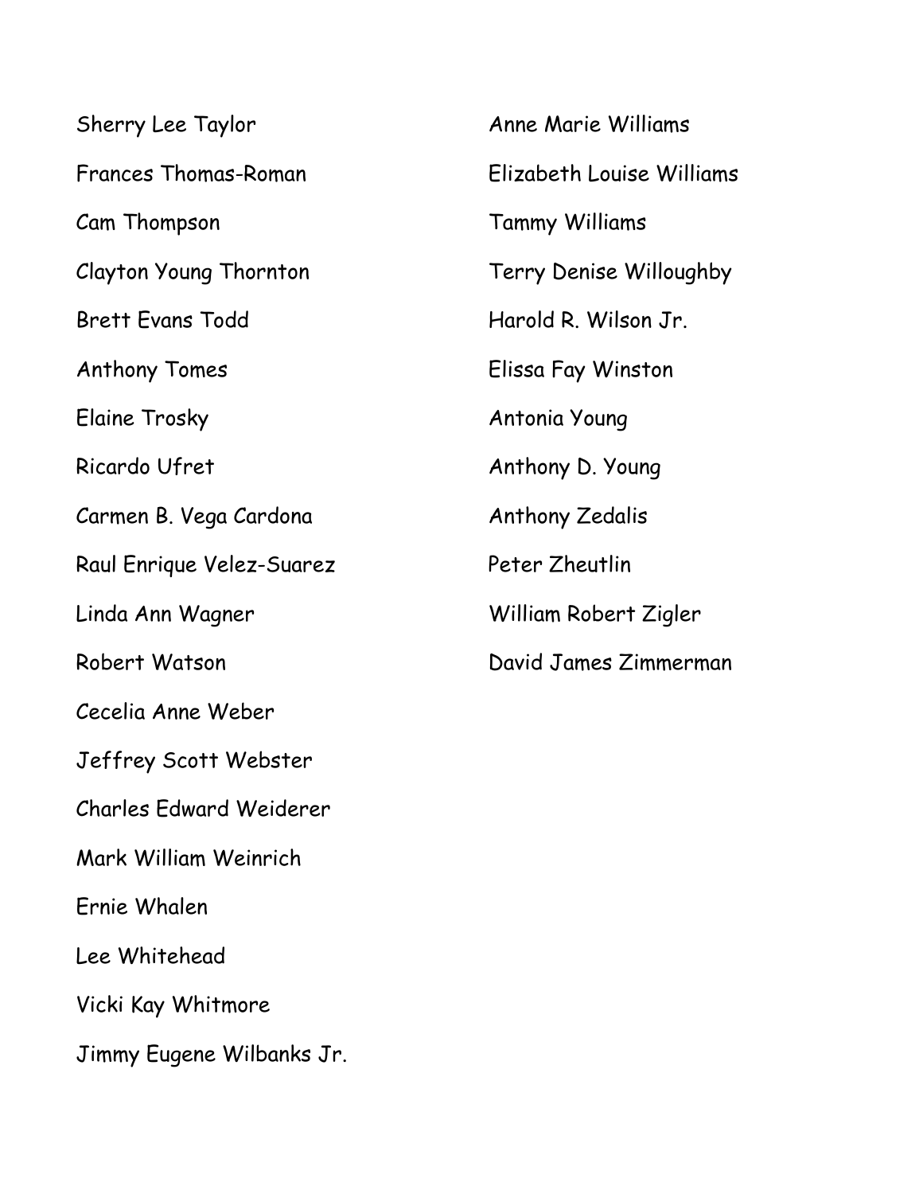Sherry Lee Taylor

Frances Thomas-Roman

Cam Thompson

Clayton Young Thornton

Brett Evans Todd

Anthony Tomes

Elaine Trosky

Ricardo Ufret

Carmen B. Vega Cardona

Raul Enrique Velez-Suarez

Linda Ann Wagner

Robert Watson

Cecelia Anne Weber

Jeffrey Scott Webster

Charles Edward Weiderer

Mark William Weinrich

Ernie Whalen

Lee Whitehead

Vicki Kay Whitmore

Jimmy Eugene Wilbanks Jr.

Anne Marie Williams

Elizabeth Louise Williams

Tammy Williams

Terry Denise Willoughby

Harold R. Wilson Jr.

Elissa Fay Winston

Antonia Young

Anthony D. Young

Anthony Zedalis

Peter Zheutlin

William Robert Zigler

David James Zimmerman